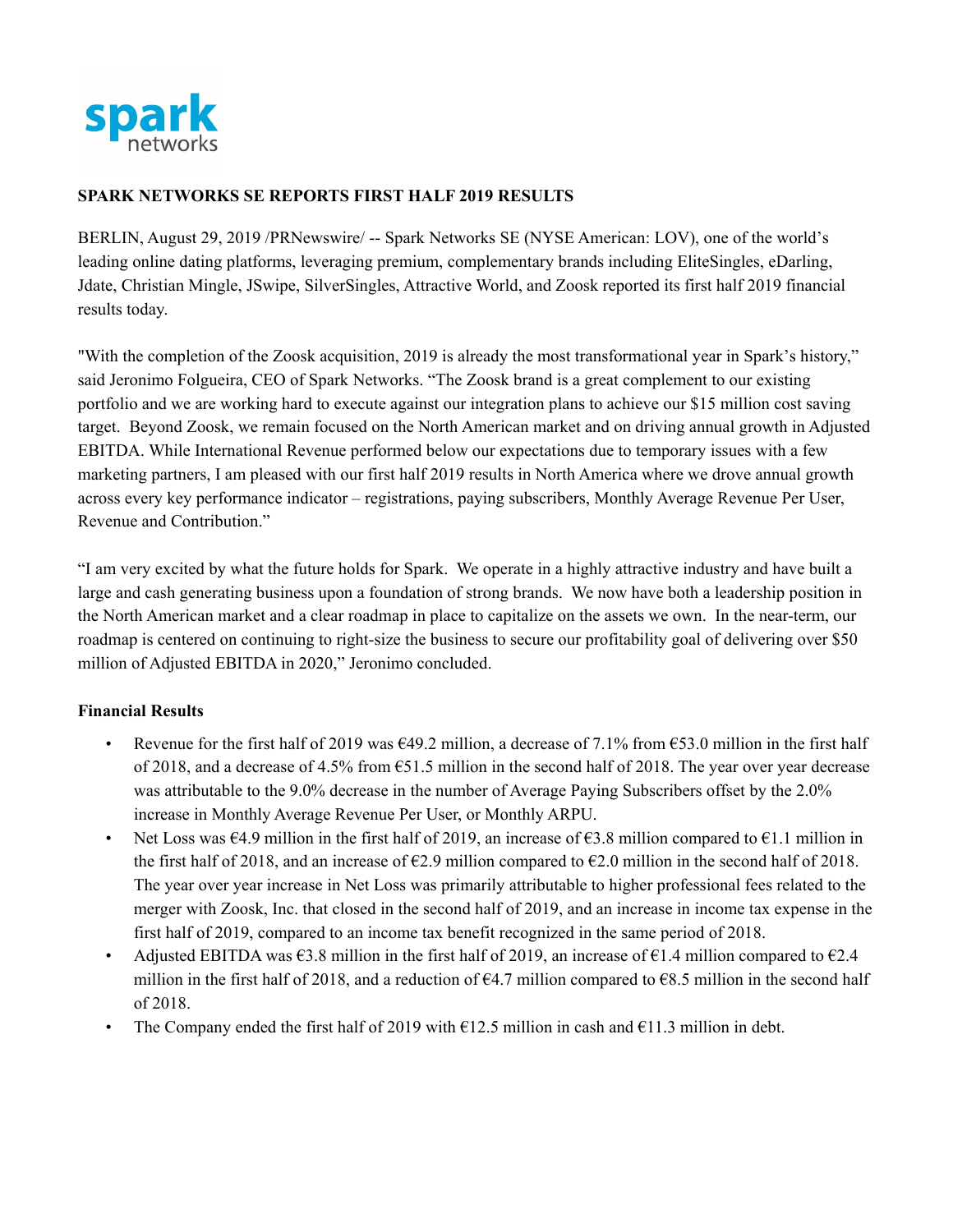spark networks

**SPARK NETWORKS SE REPORTS FIRST HALF 2019 RESULTS**

BERLIN, August 29, 2019 /PRNewswire/ -- Spark Networks SE (NYSE American: LOV), one of the world's leading online dating platforms, leveraging premium, complementary brands including EliteSingles, eDarling, Jdate, Christian Mingle, JSwipe, SilverSingles, Attractive World, and Zoosk reported its first half 2019 financial results today.

"With the completion of the Zoosk acquisition, 2019 is already the most transformational year in Spark's history," said Jeronimo Folgueira, CEO of Spark Networks. "The Zoosk brand is a great complement to our existing portfolio and we are working hard to execute against our integration plans to achieve our $15 million cost saving target. Beyond Zoosk, we remain focused on the North American market and on driving annual growth in Adjusted EBITDA. While International Revenue performed below our expectations due to temporary issues with a few marketing partners, I am pleased with our first half 2019 results in North America where we drove annual growth across every key performance indicator – registrations, paying subscribers, Monthly Average Revenue Per User, Revenue and Contribution."

"I am very excited by what the future holds for Spark. We operate in a highly attractive industry and have built a large and cash generating business upon a foundation of strong brands. We now have both a leadership position in the North American market and a clear roadmap in place to capitalize on the assets we own. In the near-term, our roadmap is centered on continuing to right-size the business to secure our profitability goal of delivering over $50 million of Adjusted EBITDA in 2020," Jeronimo concluded.

**Financial Results**

- Revenue for the first half of 2019 was €49.2 million, a decrease of 7.1% from €53.0 million in the first half of 2018, and a decrease of 4.5% from €51.5 million in the second half of 2018. The year over year decrease was attributable to the 9.0% decrease in the number of Average Paying Subscribers offset by the 2.0% increase in Monthly Average Revenue Per User, or Monthly ARPU.
- Net Loss was €4.9 million in the first half of 2019, an increase of €3.8 million compared to €1.1 million in the first half of 2018, and an increase of €2.9 million compared to €2.0 million in the second half of 2018. The year over year increase in Net Loss was primarily attributable to higher professional fees related to the merger with Zoosk, Inc. that closed in the second half of 2019, and an increase in income tax expense in the first half of 2019, compared to an income tax benefit recognized in the same period of 2018.
- Adjusted EBITDA was €3.8 million in the first half of 2019, an increase of €1.4 million compared to €2.4 million in the first half of 2018, and a reduction of €4.7 million compared to €8.5 million in the second half of 2018.
- The Company ended the first half of 2019 with €12.5 million in cash and €11.3 million in debt.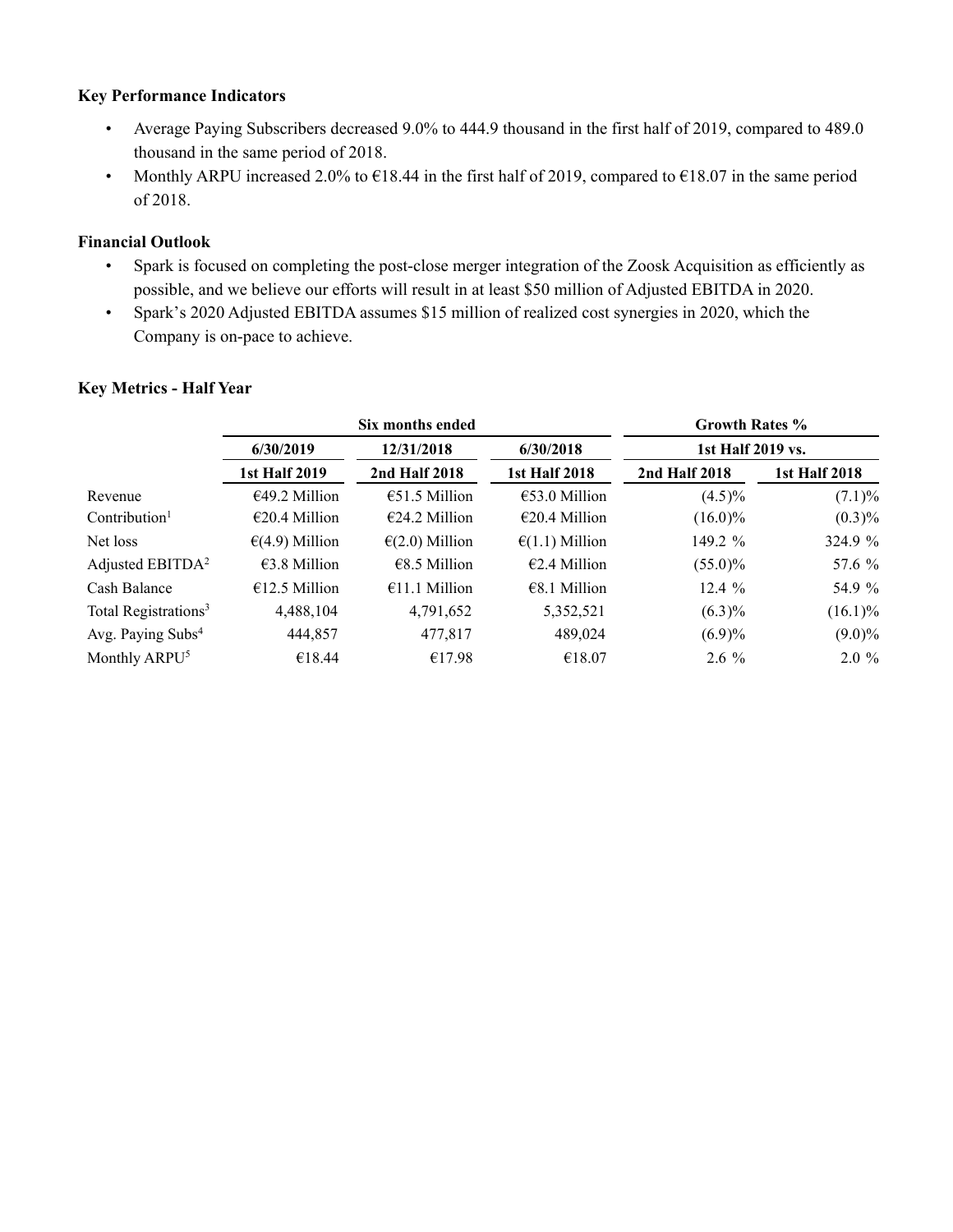### Key Performance Indicators

- Average Paying Subscribers decreased 9.0% to 444.9 thousand in the first half of 2019, compared to 489.0 thousand in the same period of 2018.
- Monthly ARPU increased 2.0% to €18.44 in the first half of 2019, compared to €18.07 in the same period of 2018.

### Financial Outlook

- Spark is focused on completing the post-close merger integration of the Zoosk Acquisition as efficiently as possible, and we believe our efforts will result in at least $50 million of Adjusted EBITDA in 2020.
- Spark's 2020 Adjusted EBITDA assumes $15 million of realized cost synergies in 2020, which the Company is on-pace to achieve.

### Key Metrics - Half Year

| | Six months ended | | | Growth Rates % | |
|---|---|---|---|---|---|
| | 6/30/2019 | 12/31/2018 | 6/30/2018 | 1st Half 2019 vs. | |
| | 1st Half 2019 | 2nd Half 2018 | 1st Half 2018 | 2nd Half 2018 | 1st Half 2018 |
| Revenue | €49.2 Million | €51.5 Million | €53.0 Million | (4.5)% | (7.1)% |
| Contribution[1] | €20.4 Million | €24.2 Million | €20.4 Million | (16.0)% | (0.3)% |
| Net loss | €(4.9) Million | €(2.0) Million | €(1.1) Million | 149.2 % | 324.9 % |
| Adjusted EBITDA[2] | €3.8 Million | €8.5 Million | €2.4 Million | (55.0)% | 57.6 % |
| Cash Balance | €12.5 Million | €11.1 Million | €8.1 Million | 12.4 % | 54.9 % |
| Total Registrations[3] | 4,488,104 | 4,791,652 | 5,352,521 | (6.3)% | (16.1)% |
| Avg. Paying Subs[4] | 444,857 | 477,817 | 489,024 | (6.9)% | (9.0)% |
| Monthly ARPU[5] | €18.44 | €17.98 | €18.07 | 2.6 % | 2.0 % |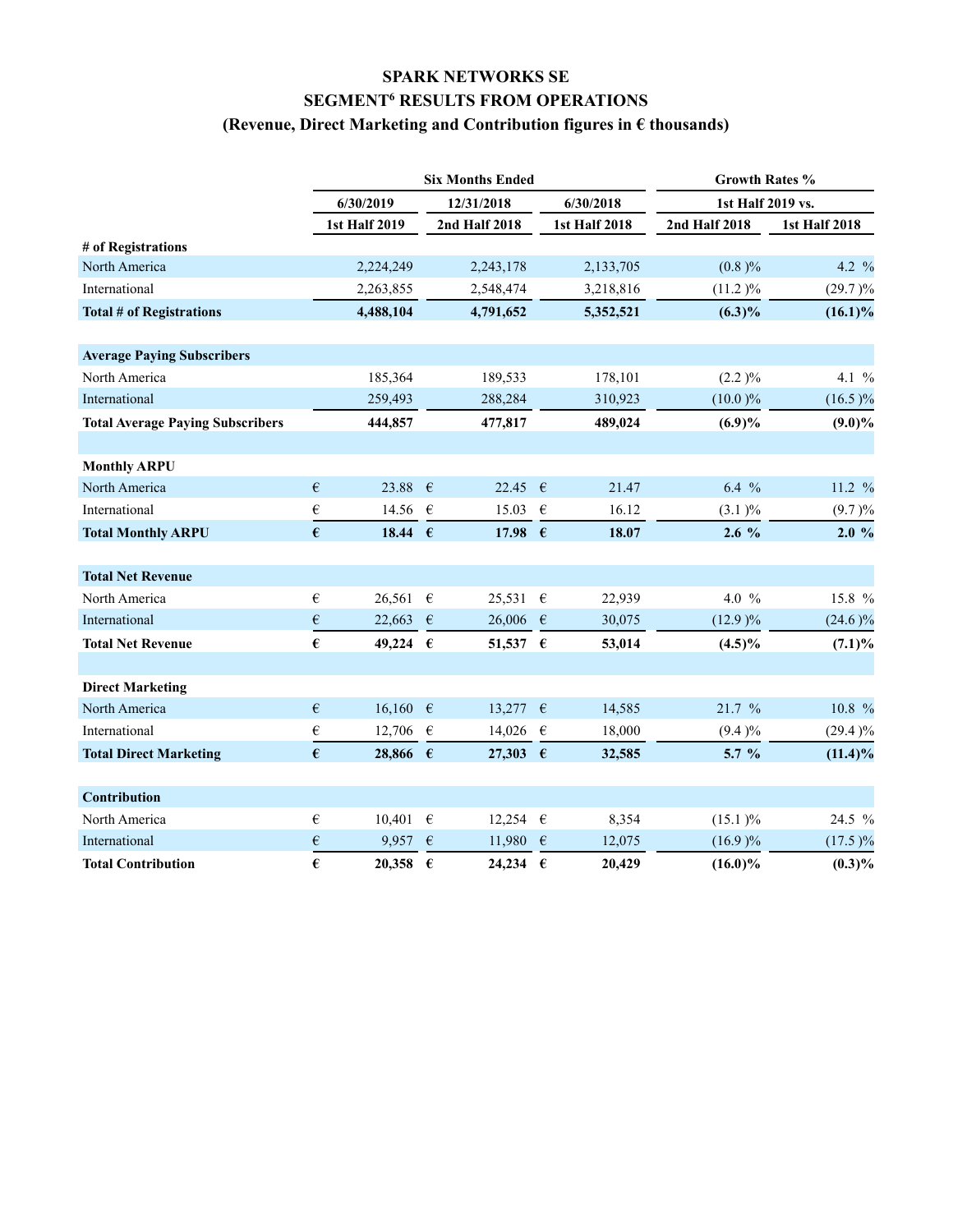# SPARK NETWORKS SE

## SEGMENT[6] RESULTS FROM OPERATIONS

### (Revenue, Direct Marketing and Contribution figures in € thousands)

| | Six Months Ended | | | Growth Rates % | |
|---|---|---|---|---|---|
| | 6/30/2019 | 12/31/2018 | 6/30/2018 | 1st Half 2019 vs. | |
| | 1st Half 2019 | 2nd Half 2018 | 1st Half 2018 | 2nd Half 2018 | 1st Half 2018 |
| **# of Registrations** | | | | | |
| North America | 2,224,249 | 2,243,178 | 2,133,705 | (0.8 )% | 4.2 % |
| International | 2,263,855 | 2,548,474 | 3,218,816 | (11.2 )% | (29.7 )% |
| **Total # of Registrations** | **4,488,104** | **4,791,652** | **5,352,521** | **(6.3)%** | **(16.1)%** |
| **Average Paying Subscribers** | | | | | |
| North America | 185,364 | 189,533 | 178,101 | (2.2 )% | 4.1 % |
| International | 259,493 | 288,284 | 310,923 | (10.0 )% | (16.5 )% |
| **Total Average Paying Subscribers** | **444,857** | **477,817** | **489,024** | **(6.9)%** | **(9.0)%** |
| **Monthly ARPU** | | | | | |
| North America | € 23.88 | € 22.45 | € 21.47 | 6.4 % | 11.2 % |
| International | € 14.56 | € 15.03 | € 16.12 | (3.1 )% | (9.7 )% |
| **Total Monthly ARPU** | **€ 18.44** | **€ 17.98** | **€ 18.07** | **2.6 %** | **2.0 %** |
| **Total Net Revenue** | | | | | |
| North America | € 26,561 | € 25,531 | € 22,939 | 4.0 % | 15.8 % |
| International | € 22,663 | € 26,006 | € 30,075 | (12.9 )% | (24.6 )% |
| **Total Net Revenue** | **€ 49,224** | **€ 51,537** | **€ 53,014** | **(4.5)%** | **(7.1)%** |
| **Direct Marketing** | | | | | |
| North America | € 16,160 | € 13,277 | € 14,585 | 21.7 % | 10.8 % |
| International | € 12,706 | € 14,026 | € 18,000 | (9.4 )% | (29.4 )% |
| **Total Direct Marketing** | **€ 28,866** | **€ 27,303** | **€ 32,585** | **5.7 %** | **(11.4)%** |
| **Contribution** | | | | | |
| North America | € 10,401 | € 12,254 | € 8,354 | (15.1 )% | 24.5 % |
| International | € 9,957 | € 11,980 | € 12,075 | (16.9 )% | (17.5 )% |
| **Total Contribution** | **€ 20,358** | **€ 24,234** | **€ 20,429** | **(16.0)%** | **(0.3)%** |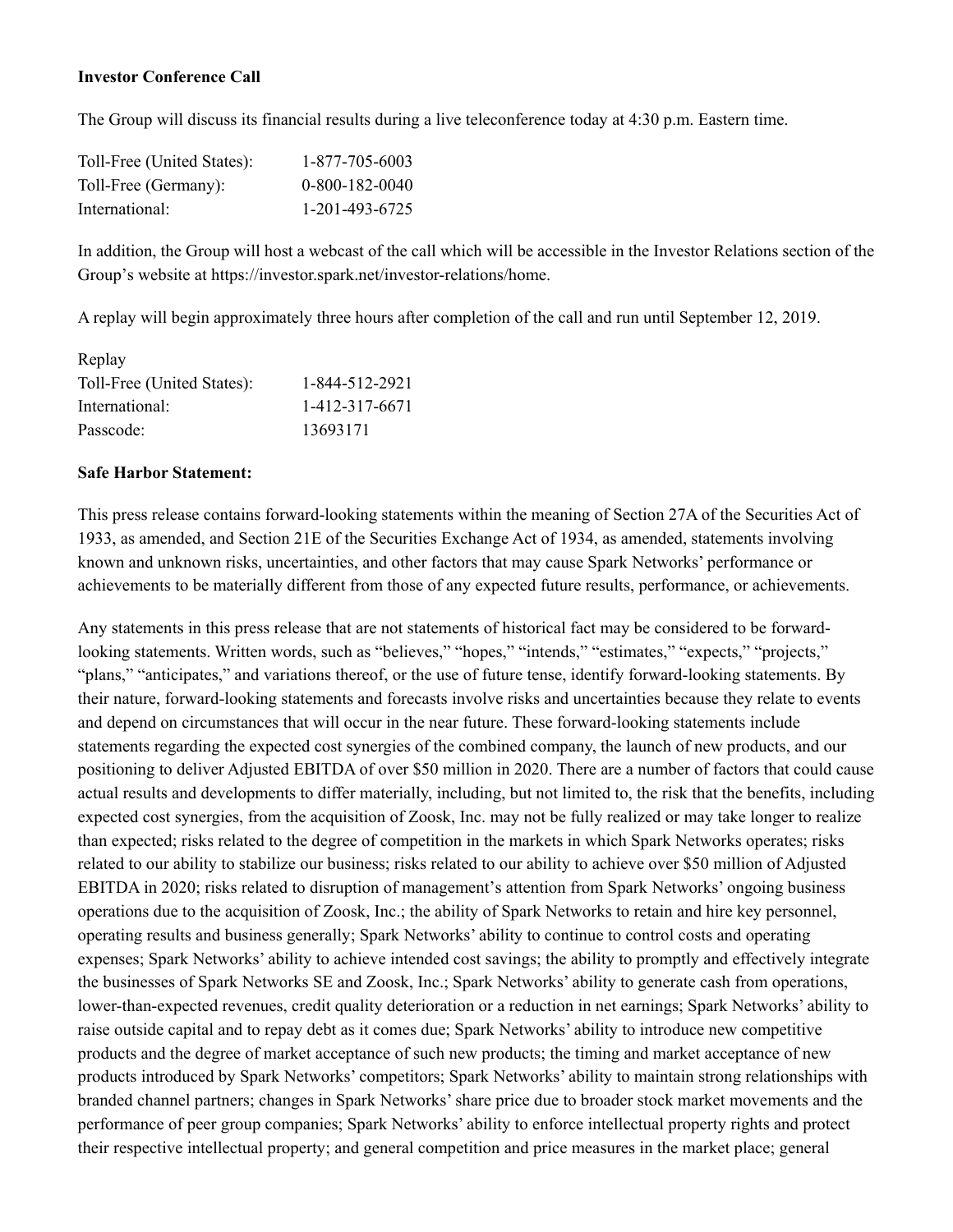**Investor Conference Call**

The Group will discuss its financial results during a live teleconference today at 4:30 p.m. Eastern time.

| | |
|---|---|
| Toll-Free (United States): | 1-877-705-6003 |
| Toll-Free (Germany): | 0-800-182-0040 |
| International: | 1-201-493-6725 |

In addition, the Group will host a webcast of the call which will be accessible in the Investor Relations section of the Group's website at https://investor.spark.net/investor-relations/home.

A replay will begin approximately three hours after completion of the call and run until September 12, 2019.

| Replay | |
|---|---|
| Toll-Free (United States): | 1-844-512-2921 |
| International: | 1-412-317-6671 |
| Passcode: | 13693171 |

**Safe Harbor Statement:**

This press release contains forward-looking statements within the meaning of Section 27A of the Securities Act of 1933, as amended, and Section 21E of the Securities Exchange Act of 1934, as amended, statements involving known and unknown risks, uncertainties, and other factors that may cause Spark Networks' performance or achievements to be materially different from those of any expected future results, performance, or achievements.

Any statements in this press release that are not statements of historical fact may be considered to be forward-looking statements. Written words, such as "believes," "hopes," "intends," "estimates," "expects," "projects," "plans," "anticipates," and variations thereof, or the use of future tense, identify forward-looking statements. By their nature, forward-looking statements and forecasts involve risks and uncertainties because they relate to events and depend on circumstances that will occur in the near future. These forward-looking statements include statements regarding the expected cost synergies of the combined company, the launch of new products, and our positioning to deliver Adjusted EBITDA of over $50 million in 2020. There are a number of factors that could cause actual results and developments to differ materially, including, but not limited to, the risk that the benefits, including expected cost synergies, from the acquisition of Zoosk, Inc. may not be fully realized or may take longer to realize than expected; risks related to the degree of competition in the markets in which Spark Networks operates; risks related to our ability to stabilize our business; risks related to our ability to achieve over $50 million of Adjusted EBITDA in 2020; risks related to disruption of management's attention from Spark Networks' ongoing business operations due to the acquisition of Zoosk, Inc.; the ability of Spark Networks to retain and hire key personnel, operating results and business generally; Spark Networks' ability to continue to control costs and operating expenses; Spark Networks' ability to achieve intended cost savings; the ability to promptly and effectively integrate the businesses of Spark Networks SE and Zoosk, Inc.; Spark Networks' ability to generate cash from operations, lower-than-expected revenues, credit quality deterioration or a reduction in net earnings; Spark Networks' ability to raise outside capital and to repay debt as it comes due; Spark Networks' ability to introduce new competitive products and the degree of market acceptance of such new products; the timing and market acceptance of new products introduced by Spark Networks' competitors; Spark Networks' ability to maintain strong relationships with branded channel partners; changes in Spark Networks' share price due to broader stock market movements and the performance of peer group companies; Spark Networks' ability to enforce intellectual property rights and protect their respective intellectual property; and general competition and price measures in the market place; general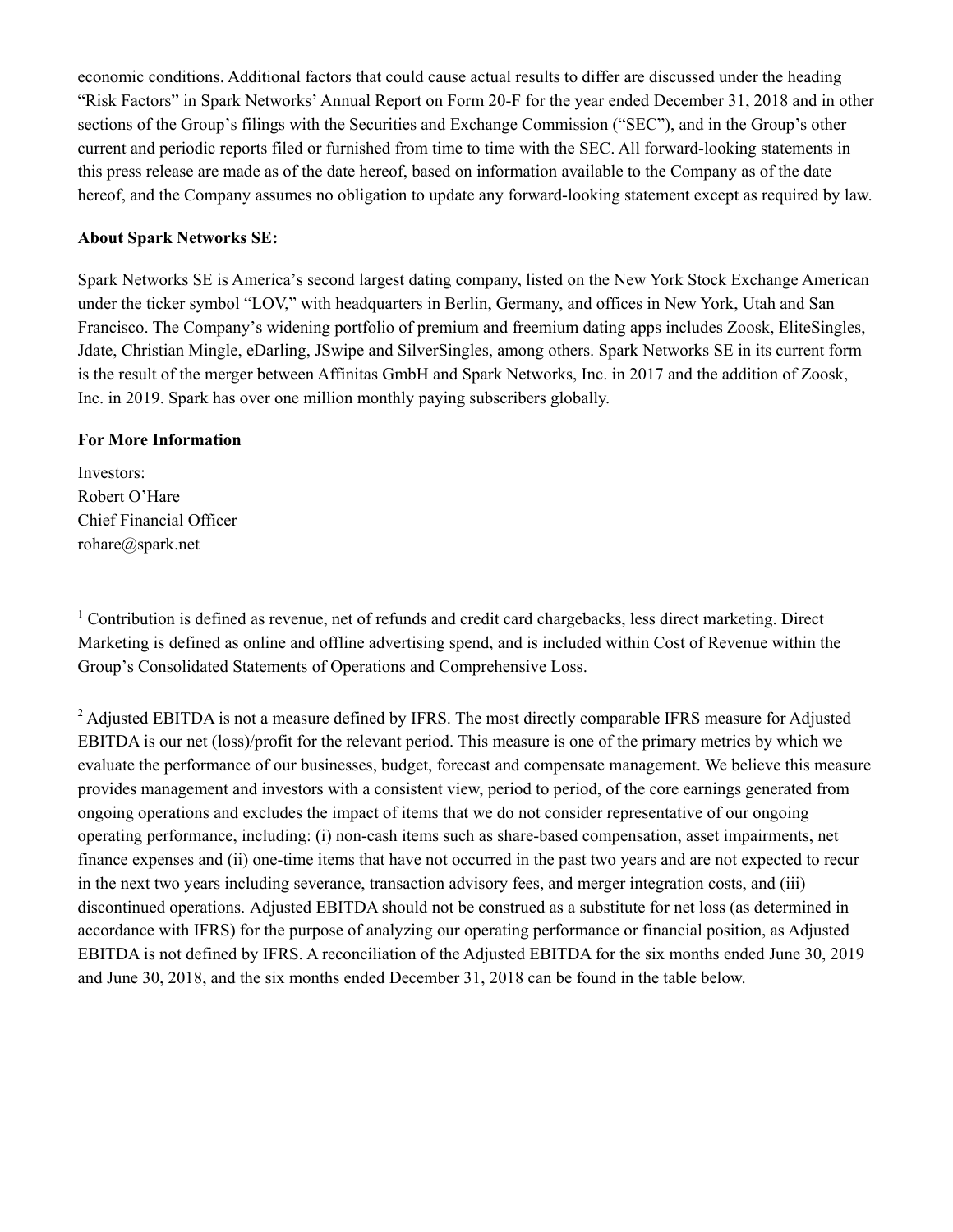economic conditions. Additional factors that could cause actual results to differ are discussed under the heading "Risk Factors" in Spark Networks' Annual Report on Form 20-F for the year ended December 31, 2018 and in other sections of the Group's filings with the Securities and Exchange Commission ("SEC"), and in the Group's other current and periodic reports filed or furnished from time to time with the SEC. All forward-looking statements in this press release are made as of the date hereof, based on information available to the Company as of the date hereof, and the Company assumes no obligation to update any forward-looking statement except as required by law.

**About Spark Networks SE:**

Spark Networks SE is America's second largest dating company, listed on the New York Stock Exchange American under the ticker symbol "LOV," with headquarters in Berlin, Germany, and offices in New York, Utah and San Francisco. The Company's widening portfolio of premium and freemium dating apps includes Zoosk, EliteSingles, Jdate, Christian Mingle, eDarling, JSwipe and SilverSingles, among others. Spark Networks SE in its current form is the result of the merger between Affinitas GmbH and Spark Networks, Inc. in 2017 and the addition of Zoosk, Inc. in 2019. Spark has over one million monthly paying subscribers globally.

**For More Information**

Investors:
Robert O'Hare
Chief Financial Officer
rohare@spark.net

[1] Contribution is defined as revenue, net of refunds and credit card chargebacks, less direct marketing. Direct Marketing is defined as online and offline advertising spend, and is included within Cost of Revenue within the Group's Consolidated Statements of Operations and Comprehensive Loss.

[2] Adjusted EBITDA is not a measure defined by IFRS. The most directly comparable IFRS measure for Adjusted EBITDA is our net (loss)/profit for the relevant period. This measure is one of the primary metrics by which we evaluate the performance of our businesses, budget, forecast and compensate management. We believe this measure provides management and investors with a consistent view, period to period, of the core earnings generated from ongoing operations and excludes the impact of items that we do not consider representative of our ongoing operating performance, including: (i) non-cash items such as share-based compensation, asset impairments, net finance expenses and (ii) one-time items that have not occurred in the past two years and are not expected to recur in the next two years including severance, transaction advisory fees, and merger integration costs, and (iii) discontinued operations. Adjusted EBITDA should not be construed as a substitute for net loss (as determined in accordance with IFRS) for the purpose of analyzing our operating performance or financial position, as Adjusted EBITDA is not defined by IFRS. A reconciliation of the Adjusted EBITDA for the six months ended June 30, 2019 and June 30, 2018, and the six months ended December 31, 2018 can be found in the table below.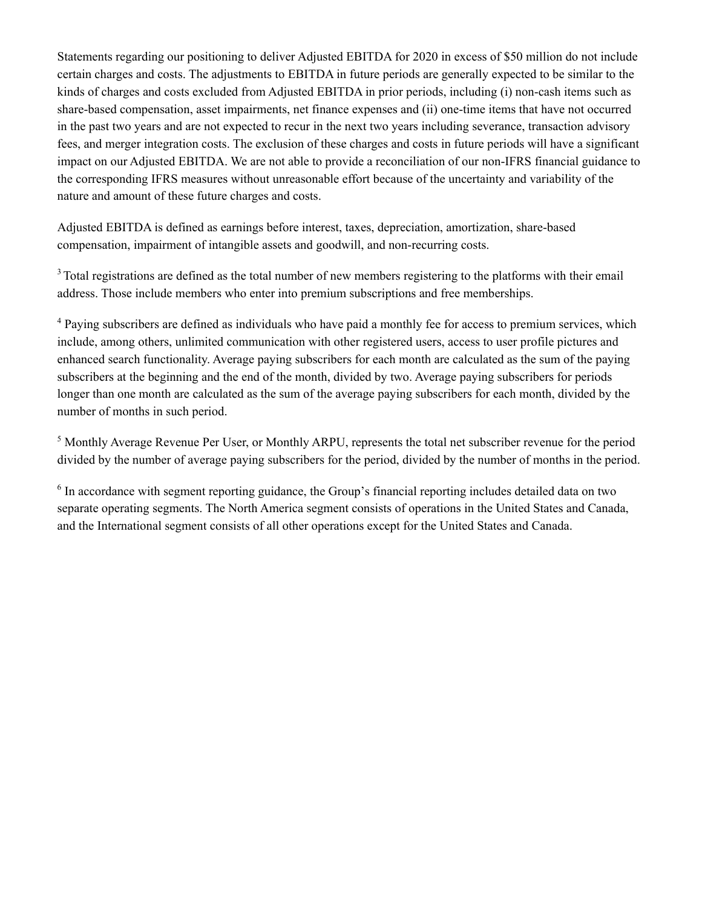Statements regarding our positioning to deliver Adjusted EBITDA for 2020 in excess of $50 million do not include certain charges and costs. The adjustments to EBITDA in future periods are generally expected to be similar to the kinds of charges and costs excluded from Adjusted EBITDA in prior periods, including (i) non-cash items such as share-based compensation, asset impairments, net finance expenses and (ii) one-time items that have not occurred in the past two years and are not expected to recur in the next two years including severance, transaction advisory fees, and merger integration costs. The exclusion of these charges and costs in future periods will have a significant impact on our Adjusted EBITDA. We are not able to provide a reconciliation of our non-IFRS financial guidance to the corresponding IFRS measures without unreasonable effort because of the uncertainty and variability of the nature and amount of these future charges and costs.

Adjusted EBITDA is defined as earnings before interest, taxes, depreciation, amortization, share-based compensation, impairment of intangible assets and goodwill, and non-recurring costs.

[3] Total registrations are defined as the total number of new members registering to the platforms with their email address. Those include members who enter into premium subscriptions and free memberships.

[4] Paying subscribers are defined as individuals who have paid a monthly fee for access to premium services, which include, among others, unlimited communication with other registered users, access to user profile pictures and enhanced search functionality. Average paying subscribers for each month are calculated as the sum of the paying subscribers at the beginning and the end of the month, divided by two. Average paying subscribers for periods longer than one month are calculated as the sum of the average paying subscribers for each month, divided by the number of months in such period.

[5] Monthly Average Revenue Per User, or Monthly ARPU, represents the total net subscriber revenue for the period divided by the number of average paying subscribers for the period, divided by the number of months in the period.

[6] In accordance with segment reporting guidance, the Group's financial reporting includes detailed data on two separate operating segments. The North America segment consists of operations in the United States and Canada, and the International segment consists of all other operations except for the United States and Canada.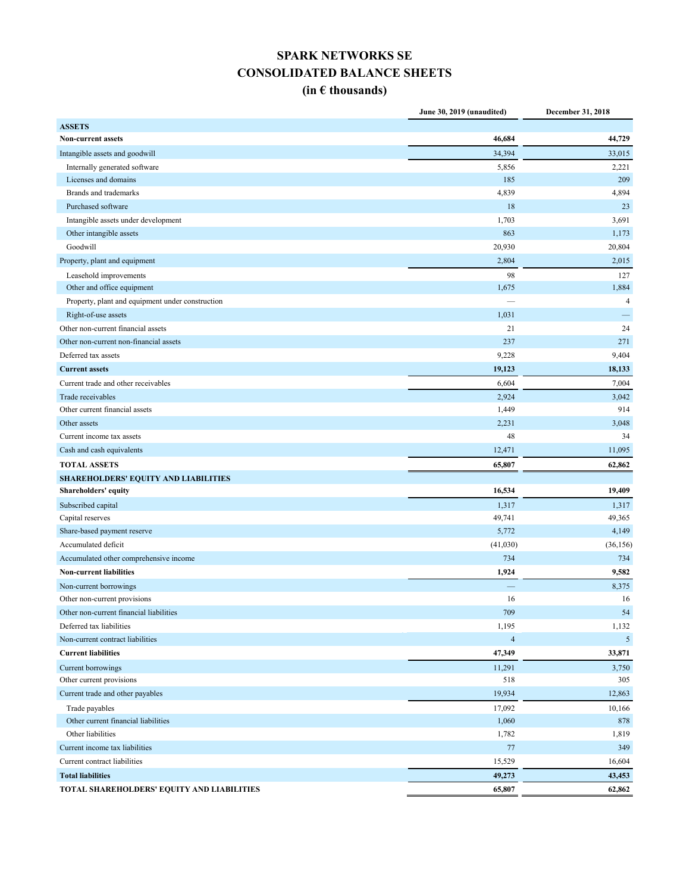# SPARK NETWORKS SE

## CONSOLIDATED BALANCE SHEETS

### (in € thousands)

| | June 30, 2019 (unaudited) | December 31, 2018 |
|---|---|---|
| **ASSETS** | | |
| **Non-current assets** | **46,684** | **44,729** |
| Intangible assets and goodwill | 34,394 | 33,015 |
| Internally generated software | 5,856 | 2,221 |
| Licenses and domains | 185 | 209 |
| Brands and trademarks | 4,839 | 4,894 |
| Purchased software | 18 | 23 |
| Intangible assets under development | 1,703 | 3,691 |
| Other intangible assets | 863 | 1,173 |
| Goodwill | 20,930 | 20,804 |
| Property, plant and equipment | 2,804 | 2,015 |
| Leasehold improvements | 98 | 127 |
| Other and office equipment | 1,675 | 1,884 |
| Property, plant and equipment under construction | — | 4 |
| Right-of-use assets | 1,031 | — |
| Other non-current financial assets | 21 | 24 |
| Other non-current non-financial assets | 237 | 271 |
| Deferred tax assets | 9,228 | 9,404 |
| **Current assets** | **19,123** | **18,133** |
| Current trade and other receivables | 6,604 | 7,004 |
| Trade receivables | 2,924 | 3,042 |
| Other current financial assets | 1,449 | 914 |
| Other assets | 2,231 | 3,048 |
| Current income tax assets | 48 | 34 |
| Cash and cash equivalents | 12,471 | 11,095 |
| **TOTAL ASSETS** | **65,807** | **62,862** |
| **SHAREHOLDERS' EQUITY AND LIABILITIES** | | |
| **Shareholders' equity** | **16,534** | **19,409** |
| Subscribed capital | 1,317 | 1,317 |
| Capital reserves | 49,741 | 49,365 |
| Share-based payment reserve | 5,772 | 4,149 |
| Accumulated deficit | (41,030) | (36,156) |
| Accumulated other comprehensive income | 734 | 734 |
| **Non-current liabilities** | **1,924** | **9,582** |
| Non-current borrowings | — | 8,375 |
| Other non-current provisions | 16 | 16 |
| Other non-current financial liabilities | 709 | 54 |
| Deferred tax liabilities | 1,195 | 1,132 |
| Non-current contract liabilities | 4 | 5 |
| **Current liabilities** | **47,349** | **33,871** |
| Current borrowings | 11,291 | 3,750 |
| Other current provisions | 518 | 305 |
| Current trade and other payables | 19,934 | 12,863 |
| Trade payables | 17,092 | 10,166 |
| Other current financial liabilities | 1,060 | 878 |
| Other liabilities | 1,782 | 1,819 |
| Current income tax liabilities | 77 | 349 |
| Current contract liabilities | 15,529 | 16,604 |
| **Total liabilities** | **49,273** | **43,453** |
| **TOTAL SHAREHOLDERS' EQUITY AND LIABILITIES** | **65,807** | **62,862** |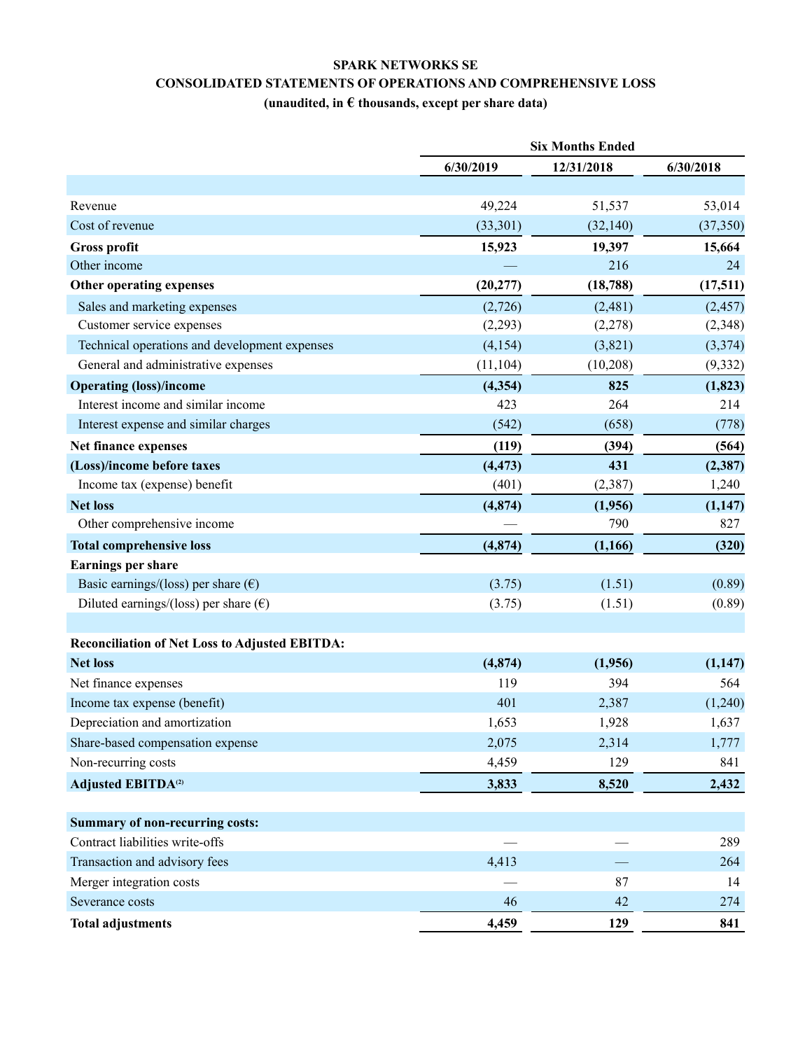**SPARK NETWORKS SE**

**CONSOLIDATED STATEMENTS OF OPERATIONS AND COMPREHENSIVE LOSS**

**(unaudited, in € thousands, except per share data)**

| | Six Months Ended | | |
|---|---|---|---|
| | 6/30/2019 | 12/31/2018 | 6/30/2018 |
| Revenue | 49,224 | 51,537 | 53,014 |
| Cost of revenue | (33,301) | (32,140) | (37,350) |
| **Gross profit** | **15,923** | **19,397** | **15,664** |
| Other income | — | 216 | 24 |
| **Other operating expenses** | **(20,277)** | **(18,788)** | **(17,511)** |
| Sales and marketing expenses | (2,726) | (2,481) | (2,457) |
| Customer service expenses | (2,293) | (2,278) | (2,348) |
| Technical operations and development expenses | (4,154) | (3,821) | (3,374) |
| General and administrative expenses | (11,104) | (10,208) | (9,332) |
| **Operating (loss)/income** | **(4,354)** | **825** | **(1,823)** |
| Interest income and similar income | 423 | 264 | 214 |
| Interest expense and similar charges | (542) | (658) | (778) |
| **Net finance expenses** | **(119)** | **(394)** | **(564)** |
| **(Loss)/income before taxes** | **(4,473)** | **431** | **(2,387)** |
| Income tax (expense) benefit | (401) | (2,387) | 1,240 |
| **Net loss** | **(4,874)** | **(1,956)** | **(1,147)** |
| Other comprehensive income | — | 790 | 827 |
| **Total comprehensive loss** | **(4,874)** | **(1,166)** | **(320)** |
| **Earnings per share** | | | |
| Basic earnings/(loss) per share (€) | (3.75) | (1.51) | (0.89) |
| Diluted earnings/(loss) per share (€) | (3.75) | (1.51) | (0.89) |
| | | | |
| **Reconciliation of Net Loss to Adjusted EBITDA:** | | | |
| **Net loss** | **(4,874)** | **(1,956)** | **(1,147)** |
| Net finance expenses | 119 | 394 | 564 |
| Income tax expense (benefit) | 401 | 2,387 | (1,240) |
| Depreciation and amortization | 1,653 | 1,928 | 1,637 |
| Share-based compensation expense | 2,075 | 2,314 | 1,777 |
| Non-recurring costs | 4,459 | 129 | 841 |
| **Adjusted EBITDA[2]** | **3,833** | **8,520** | **2,432** |
| | | | |
| **Summary of non-recurring costs:** | | | |
| Contract liabilities write-offs | — | — | 289 |
| Transaction and advisory fees | 4,413 | — | 264 |
| Merger integration costs | — | 87 | 14 |
| Severance costs | 46 | 42 | 274 |
| **Total adjustments** | **4,459** | **129** | **841** |